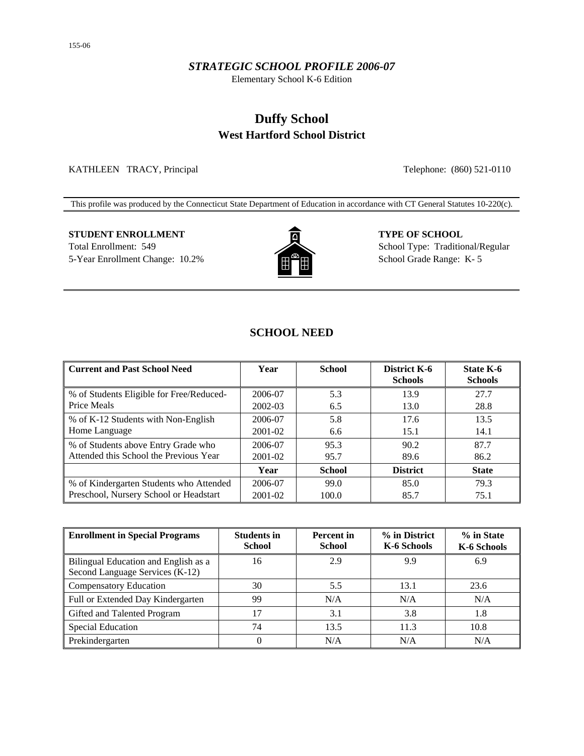155-06

*STRATEGIC SCHOOL PROFILE 2006-07*

Elementary School K-6 Edition

# Duffy School
## West Hartford School District

KATHLEEN TRACY, Principal

Telephone: (860) 521-0110

This profile was produced by the Connecticut State Department of Education in accordance with CT General Statutes 10-220(c).

**STUDENT ENROLLMENT**

Total Enrollment: 549

5-Year Enrollment Change: 10.2%

**TYPE OF SCHOOL**

School Type: Traditional/Regular

School Grade Range: K- 5

## SCHOOL NEED

| Current and Past School Need | Year | School | District K-6 Schools | State K-6 Schools |
|---|---|---|---|---|
| % of Students Eligible for Free/Reduced-Price Meals | 2006-07 | 5.3 | 13.9 | 27.7 |
| | 2002-03 | 6.5 | 13.0 | 28.8 |
| % of K-12 Students with Non-English Home Language | 2006-07 | 5.8 | 17.6 | 13.5 |
| | 2001-02 | 6.6 | 15.1 | 14.1 |
| % of Students above Entry Grade who Attended this School the Previous Year | 2006-07 | 95.3 | 90.2 | 87.7 |
| | 2001-02 | 95.7 | 89.6 | 86.2 |
| | **Year** | **School** | **District** | **State** |
| % of Kindergarten Students who Attended Preschool, Nursery School or Headstart | 2006-07 | 99.0 | 85.0 | 79.3 |
| | 2001-02 | 100.0 | 85.7 | 75.1 |

| Enrollment in Special Programs | Students in School | Percent in School | % in District K-6 Schools | % in State K-6 Schools |
|---|---|---|---|---|
| Bilingual Education and English as a Second Language Services (K-12) | 16 | 2.9 | 9.9 | 6.9 |
| Compensatory Education | 30 | 5.5 | 13.1 | 23.6 |
| Full or Extended Day Kindergarten | 99 | N/A | N/A | N/A |
| Gifted and Talented Program | 17 | 3.1 | 3.8 | 1.8 |
| Special Education | 74 | 13.5 | 11.3 | 10.8 |
| Prekindergarten | 0 | N/A | N/A | N/A |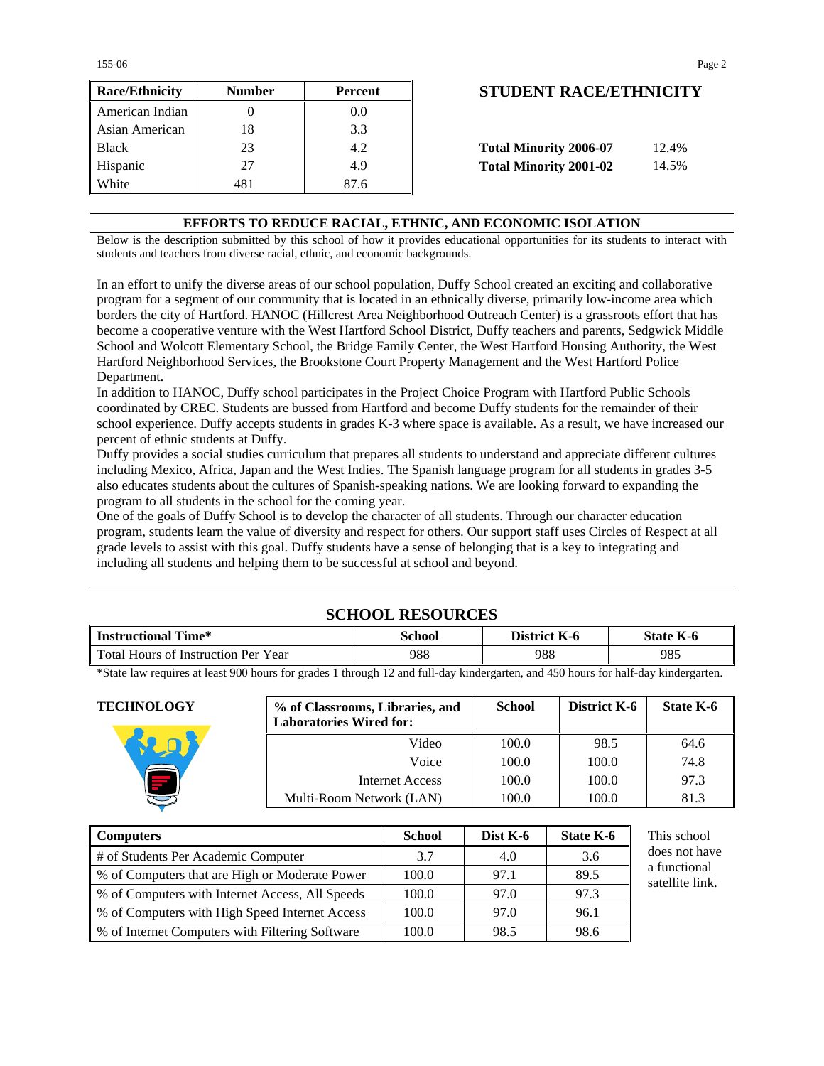| Race/Ethnicity | Number | Percent |
|---|---|---|
| American Indian | 0 | 0.0 |
| Asian American | 18 | 3.3 |
| Black | 23 | 4.2 |
| Hispanic | 27 | 4.9 |
| White | 481 | 87.6 |

## STUDENT RACE/ETHNICITY

**Total Minority 2006-07** 12.4%

**Total Minority 2001-02** 14.5%

## EFFORTS TO REDUCE RACIAL, ETHNIC, AND ECONOMIC ISOLATION

Below is the description submitted by this school of how it provides educational opportunities for its students to interact with students and teachers from diverse racial, ethnic, and economic backgrounds.

In an effort to unify the diverse areas of our school population, Duffy School created an exciting and collaborative program for a segment of our community that is located in an ethnically diverse, primarily low-income area which borders the city of Hartford. HANOC (Hillcrest Area Neighborhood Outreach Center) is a grassroots effort that has become a cooperative venture with the West Hartford School District, Duffy teachers and parents, Sedgwick Middle School and Wolcott Elementary School, the Bridge Family Center, the West Hartford Housing Authority, the West Hartford Neighborhood Services, the Brookstone Court Property Management and the West Hartford Police Department.

In addition to HANOC, Duffy school participates in the Project Choice Program with Hartford Public Schools coordinated by CREC. Students are bussed from Hartford and become Duffy students for the remainder of their school experience. Duffy accepts students in grades K-3 where space is available. As a result, we have increased our percent of ethnic students at Duffy.

Duffy provides a social studies curriculum that prepares all students to understand and appreciate different cultures including Mexico, Africa, Japan and the West Indies. The Spanish language program for all students in grades 3-5 also educates students about the cultures of Spanish-speaking nations. We are looking forward to expanding the program to all students in the school for the coming year.

One of the goals of Duffy School is to develop the character of all students. Through our character education program, students learn the value of diversity and respect for others. Our support staff uses Circles of Respect at all grade levels to assist with this goal. Duffy students have a sense of belonging that is a key to integrating and including all students and helping them to be successful at school and beyond.

## SCHOOL RESOURCES

| Instructional Time* | School | District K-6 | State K-6 |
|---|---|---|---|
| Total Hours of Instruction Per Year | 988 | 988 | 985 |

*State law requires at least 900 hours for grades 1 through 12 and full-day kindergarten, and 450 hours for half-day kindergarten.

### TECHNOLOGY

| % of Classrooms, Libraries, and Laboratories Wired for: | School | District K-6 | State K-6 |
|---|---|---|---|
| Video | 100.0 | 98.5 | 64.6 |
| Voice | 100.0 | 100.0 | 74.8 |
| Internet Access | 100.0 | 100.0 | 97.3 |
| Multi-Room Network (LAN) | 100.0 | 100.0 | 81.3 |

| Computers | School | Dist K-6 | State K-6 |
|---|---|---|---|
| # of Students Per Academic Computer | 3.7 | 4.0 | 3.6 |
| % of Computers that are High or Moderate Power | 100.0 | 97.1 | 89.5 |
| % of Computers with Internet Access, All Speeds | 100.0 | 97.0 | 97.3 |
| % of Computers with High Speed Internet Access | 100.0 | 97.0 | 96.1 |
| % of Internet Computers with Filtering Software | 100.0 | 98.5 | 98.6 |

This school does not have a functional satellite link.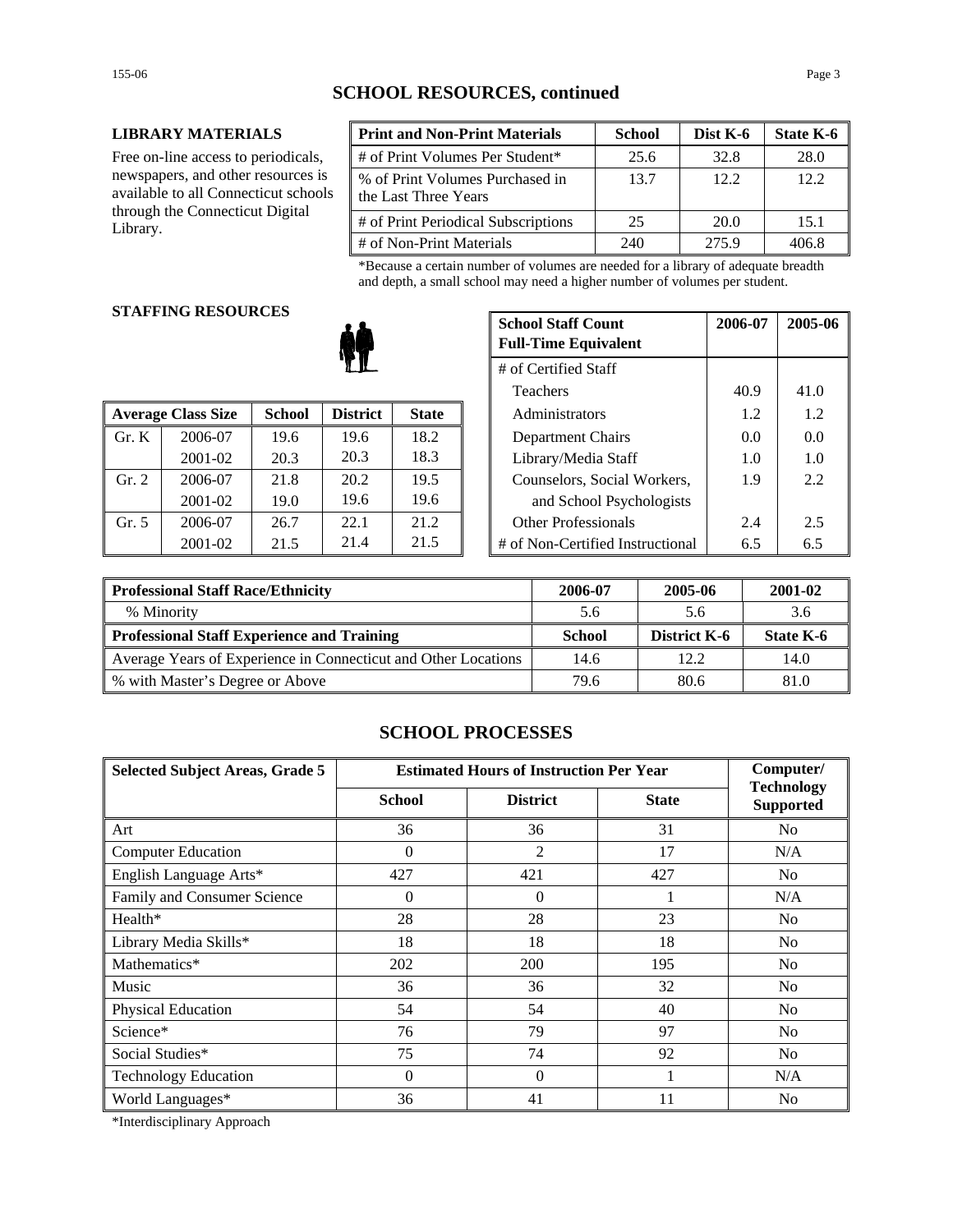## SCHOOL RESOURCES, continued

### LIBRARY MATERIALS

Free on-line access to periodicals, newspapers, and other resources is available to all Connecticut schools through the Connecticut Digital Library.

| Print and Non-Print Materials | School | Dist K-6 | State K-6 |
|---|---|---|---|
| # of Print Volumes Per Student* | 25.6 | 32.8 | 28.0 |
| % of Print Volumes Purchased in the Last Three Years | 13.7 | 12.2 | 12.2 |
| # of Print Periodical Subscriptions | 25 | 20.0 | 15.1 |
| # of Non-Print Materials | 240 | 275.9 | 406.8 |

*Because a certain number of volumes are needed for a library of adequate breadth and depth, a small school may need a higher number of volumes per student.

### STAFFING RESOURCES

| Average Class Size | | School | District | State |
|---|---|---|---|---|
| Gr. K | 2006-07 | 19.6 | 19.6 | 18.2 |
| | 2001-02 | 20.3 | 20.3 | 18.3 |
| Gr. 2 | 2006-07 | 21.8 | 20.2 | 19.5 |
| | 2001-02 | 19.0 | 19.6 | 19.6 |
| Gr. 5 | 2006-07 | 26.7 | 22.1 | 21.2 |
| | 2001-02 | 21.5 | 21.4 | 21.5 |

| School Staff Count Full-Time Equivalent | 2006-07 | 2005-06 |
|---|---|---|
| # of Certified Staff | | |
| Teachers | 40.9 | 41.0 |
| Administrators | 1.2 | 1.2 |
| Department Chairs | 0.0 | 0.0 |
| Library/Media Staff | 1.0 | 1.0 |
| Counselors, Social Workers, and School Psychologists | 1.9 | 2.2 |
| Other Professionals | 2.4 | 2.5 |
| # of Non-Certified Instructional | 6.5 | 6.5 |

| Professional Staff Race/Ethnicity | 2006-07 | 2005-06 | 2001-02 |
|---|---|---|---|
| % Minority | 5.6 | 5.6 | 3.6 |
| **Professional Staff Experience and Training** | **School** | **District K-6** | **State K-6** |
| Average Years of Experience in Connecticut and Other Locations | 14.6 | 12.2 | 14.0 |
| % with Master's Degree or Above | 79.6 | 80.6 | 81.0 |

## SCHOOL PROCESSES

| Selected Subject Areas, Grade 5 | Estimated Hours of Instruction Per Year | | | Computer/ Technology Supported |
|---|---|---|---|---|
| | School | District | State | |
| Art | 36 | 36 | 31 | No |
| Computer Education | 0 | 2 | 17 | N/A |
| English Language Arts* | 427 | 421 | 427 | No |
| Family and Consumer Science | 0 | 0 | 1 | N/A |
| Health* | 28 | 28 | 23 | No |
| Library Media Skills* | 18 | 18 | 18 | No |
| Mathematics* | 202 | 200 | 195 | No |
| Music | 36 | 36 | 32 | No |
| Physical Education | 54 | 54 | 40 | No |
| Science* | 76 | 79 | 97 | No |
| Social Studies* | 75 | 74 | 92 | No |
| Technology Education | 0 | 0 | 1 | N/A |
| World Languages* | 36 | 41 | 11 | No |

*Interdisciplinary Approach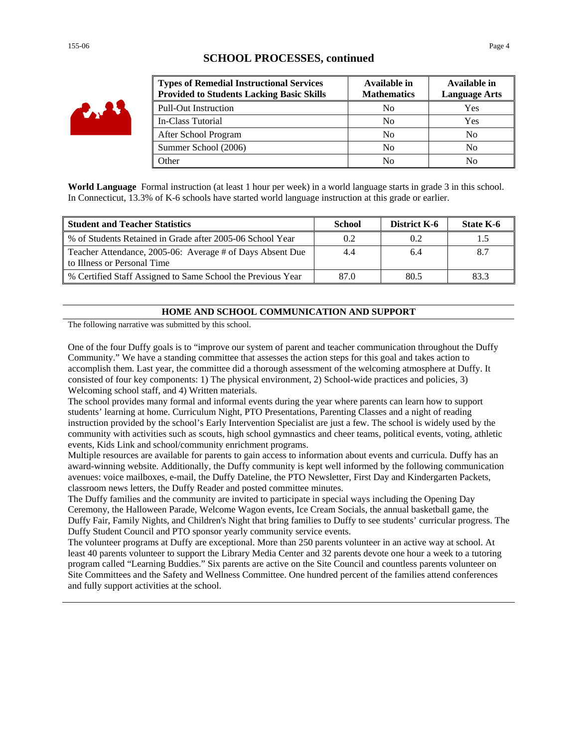## SCHOOL PROCESSES, continued

| Types of Remedial Instructional Services Provided to Students Lacking Basic Skills | Available in Mathematics | Available in Language Arts |
|---|---|---|
| Pull-Out Instruction | No | Yes |
| In-Class Tutorial | No | Yes |
| After School Program | No | No |
| Summer School (2006) | No | No |
| Other | No | No |

**World Language** Formal instruction (at least 1 hour per week) in a world language starts in grade 3 in this school. In Connecticut, 13.3% of K-6 schools have started world language instruction at this grade or earlier.

| Student and Teacher Statistics | School | District K-6 | State K-6 |
|---|---|---|---|
| % of Students Retained in Grade after 2005-06 School Year | 0.2 | 0.2 | 1.5 |
| Teacher Attendance, 2005-06: Average # of Days Absent Due to Illness or Personal Time | 4.4 | 6.4 | 8.7 |
| % Certified Staff Assigned to Same School the Previous Year | 87.0 | 80.5 | 83.3 |

## HOME AND SCHOOL COMMUNICATION AND SUPPORT

The following narrative was submitted by this school.

One of the four Duffy goals is to "improve our system of parent and teacher communication throughout the Duffy Community." We have a standing committee that assesses the action steps for this goal and takes action to accomplish them. Last year, the committee did a thorough assessment of the welcoming atmosphere at Duffy. It consisted of four key components: 1) The physical environment, 2) School-wide practices and policies, 3) Welcoming school staff, and 4) Written materials.

The school provides many formal and informal events during the year where parents can learn how to support students' learning at home. Curriculum Night, PTO Presentations, Parenting Classes and a night of reading instruction provided by the school's Early Intervention Specialist are just a few. The school is widely used by the community with activities such as scouts, high school gymnastics and cheer teams, political events, voting, athletic events, Kids Link and school/community enrichment programs.

Multiple resources are available for parents to gain access to information about events and curricula. Duffy has an award-winning website. Additionally, the Duffy community is kept well informed by the following communication avenues: voice mailboxes, e-mail, the Duffy Dateline, the PTO Newsletter, First Day and Kindergarten Packets, classroom news letters, the Duffy Reader and posted committee minutes.

The Duffy families and the community are invited to participate in special ways including the Opening Day Ceremony, the Halloween Parade, Welcome Wagon events, Ice Cream Socials, the annual basketball game, the Duffy Fair, Family Nights, and Children's Night that bring families to Duffy to see students' curricular progress. The Duffy Student Council and PTO sponsor yearly community service events.

The volunteer programs at Duffy are exceptional. More than 250 parents volunteer in an active way at school. At least 40 parents volunteer to support the Library Media Center and 32 parents devote one hour a week to a tutoring program called "Learning Buddies." Six parents are active on the Site Council and countless parents volunteer on Site Committees and the Safety and Wellness Committee. One hundred percent of the families attend conferences and fully support activities at the school.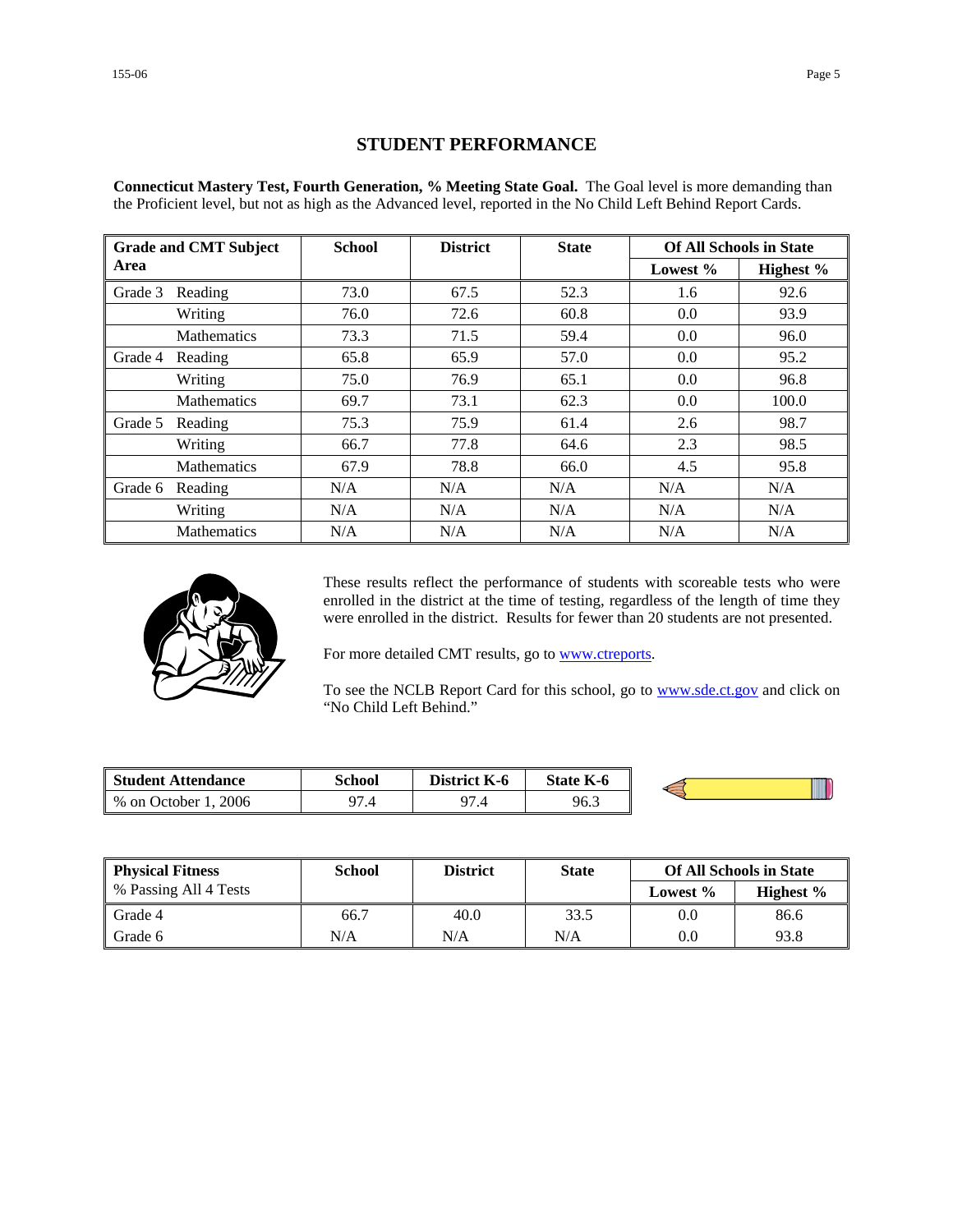## STUDENT PERFORMANCE

**Connecticut Mastery Test, Fourth Generation, % Meeting State Goal.** The Goal level is more demanding than the Proficient level, but not as high as the Advanced level, reported in the No Child Left Behind Report Cards.

| Grade and CMT Subject Area | | School | District | State | Of All Schools in State | |
|---|---|---|---|---|---|---|
| | | | | | Lowest % | Highest % |
| Grade 3 | Reading | 73.0 | 67.5 | 52.3 | 1.6 | 92.6 |
| | Writing | 76.0 | 72.6 | 60.8 | 0.0 | 93.9 |
| | Mathematics | 73.3 | 71.5 | 59.4 | 0.0 | 96.0 |
| Grade 4 | Reading | 65.8 | 65.9 | 57.0 | 0.0 | 95.2 |
| | Writing | 75.0 | 76.9 | 65.1 | 0.0 | 96.8 |
| | Mathematics | 69.7 | 73.1 | 62.3 | 0.0 | 100.0 |
| Grade 5 | Reading | 75.3 | 75.9 | 61.4 | 2.6 | 98.7 |
| | Writing | 66.7 | 77.8 | 64.6 | 2.3 | 98.5 |
| | Mathematics | 67.9 | 78.8 | 66.0 | 4.5 | 95.8 |
| Grade 6 | Reading | N/A | N/A | N/A | N/A | N/A |
| | Writing | N/A | N/A | N/A | N/A | N/A |
| | Mathematics | N/A | N/A | N/A | N/A | N/A |

These results reflect the performance of students with scoreable tests who were enrolled in the district at the time of testing, regardless of the length of time they were enrolled in the district. Results for fewer than 20 students are not presented.

For more detailed CMT results, go to www.ctreports.

To see the NCLB Report Card for this school, go to www.sde.ct.gov and click on "No Child Left Behind."

| Student Attendance | School | District K-6 | State K-6 |
|---|---|---|---|
| % on October 1, 2006 | 97.4 | 97.4 | 96.3 |

| Physical Fitness<br>% Passing All 4 Tests | School | District | State | Of All Schools in State | |
|---|---|---|---|---|---|
| | | | | Lowest % | Highest % |
| Grade 4 | 66.7 | 40.0 | 33.5 | 0.0 | 86.6 |
| Grade 6 | N/A | N/A | N/A | 0.0 | 93.8 |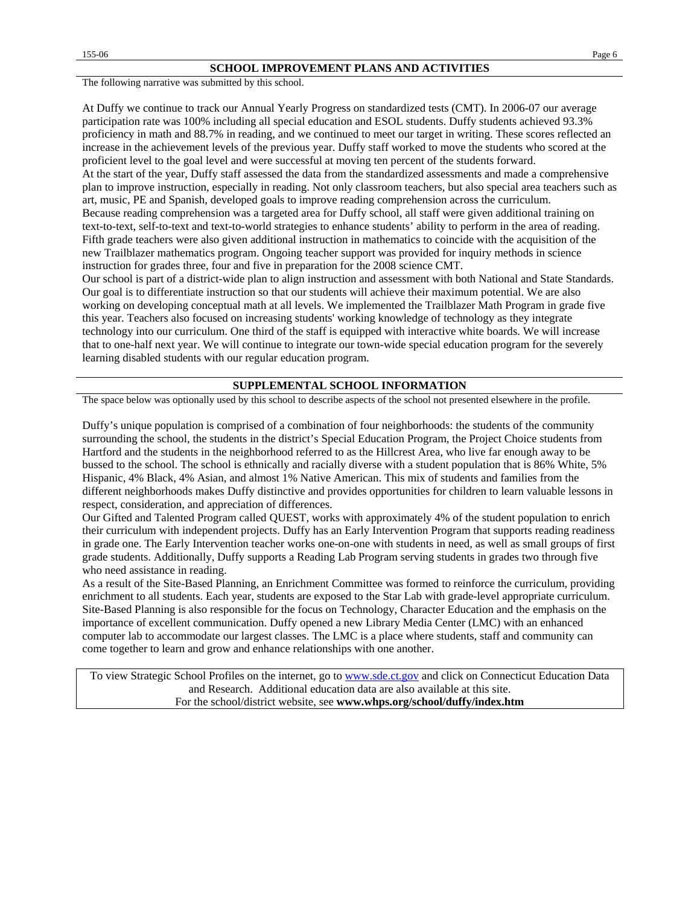## SCHOOL IMPROVEMENT PLANS AND ACTIVITIES

The following narrative was submitted by this school.

At Duffy we continue to track our Annual Yearly Progress on standardized tests (CMT). In 2006-07 our average participation rate was 100% including all special education and ESOL students. Duffy students achieved 93.3% proficiency in math and 88.7% in reading, and we continued to meet our target in writing. These scores reflected an increase in the achievement levels of the previous year. Duffy staff worked to move the students who scored at the proficient level to the goal level and were successful at moving ten percent of the students forward.
At the start of the year, Duffy staff assessed the data from the standardized assessments and made a comprehensive plan to improve instruction, especially in reading. Not only classroom teachers, but also special area teachers such as art, music, PE and Spanish, developed goals to improve reading comprehension across the curriculum.
Because reading comprehension was a targeted area for Duffy school, all staff were given additional training on text-to-text, self-to-text and text-to-world strategies to enhance students' ability to perform in the area of reading. Fifth grade teachers were also given additional instruction in mathematics to coincide with the acquisition of the new Trailblazer mathematics program. Ongoing teacher support was provided for inquiry methods in science instruction for grades three, four and five in preparation for the 2008 science CMT.
Our school is part of a district-wide plan to align instruction and assessment with both National and State Standards. Our goal is to differentiate instruction so that our students will achieve their maximum potential. We are also working on developing conceptual math at all levels. We implemented the Trailblazer Math Program in grade five this year. Teachers also focused on increasing students' working knowledge of technology as they integrate technology into our curriculum. One third of the staff is equipped with interactive white boards. We will increase that to one-half next year. We will continue to integrate our town-wide special education program for the severely learning disabled students with our regular education program.

## SUPPLEMENTAL SCHOOL INFORMATION

The space below was optionally used by this school to describe aspects of the school not presented elsewhere in the profile.

Duffy's unique population is comprised of a combination of four neighborhoods: the students of the community surrounding the school, the students in the district's Special Education Program, the Project Choice students from Hartford and the students in the neighborhood referred to as the Hillcrest Area, who live far enough away to be bussed to the school. The school is ethnically and racially diverse with a student population that is 86% White, 5% Hispanic, 4% Black, 4% Asian, and almost 1% Native American. This mix of students and families from the different neighborhoods makes Duffy distinctive and provides opportunities for children to learn valuable lessons in respect, consideration, and appreciation of differences.
Our Gifted and Talented Program called QUEST, works with approximately 4% of the student population to enrich their curriculum with independent projects. Duffy has an Early Intervention Program that supports reading readiness in grade one. The Early Intervention teacher works one-on-one with students in need, as well as small groups of first grade students. Additionally, Duffy supports a Reading Lab Program serving students in grades two through five who need assistance in reading.
As a result of the Site-Based Planning, an Enrichment Committee was formed to reinforce the curriculum, providing enrichment to all students. Each year, students are exposed to the Star Lab with grade-level appropriate curriculum. Site-Based Planning is also responsible for the focus on Technology, Character Education and the emphasis on the importance of excellent communication. Duffy opened a new Library Media Center (LMC) with an enhanced computer lab to accommodate our largest classes. The LMC is a place where students, staff and community can come together to learn and grow and enhance relationships with one another.

To view Strategic School Profiles on the internet, go to www.sde.ct.gov and click on Connecticut Education Data and Research. Additional education data are also available at this site.
For the school/district website, see **www.whps.org/school/duffy/index.htm**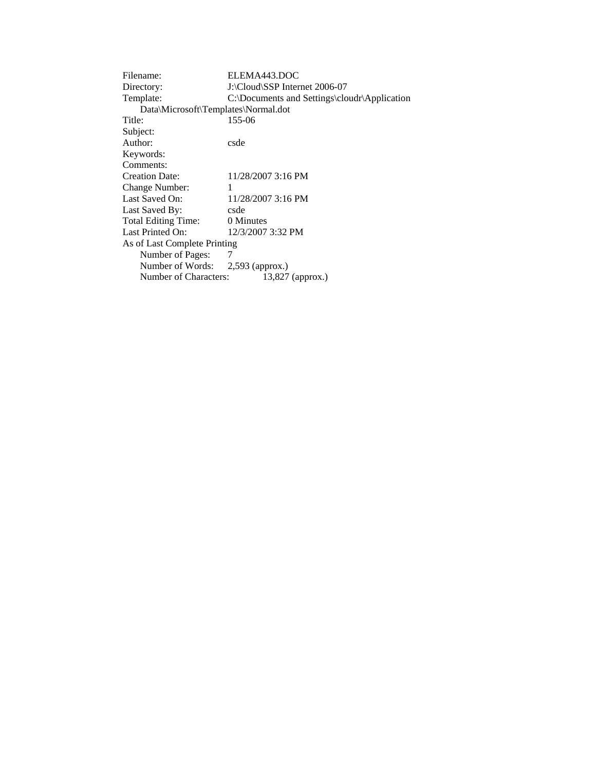Filename: ELEMA443.DOC
Directory: J:\Cloud\SSP Internet 2006-07
Template: C:\Documents and Settings\cloudr\Application Data\Microsoft\Templates\Normal.dot
Title: 155-06
Subject:
Author: csde
Keywords:
Comments:
Creation Date: 11/28/2007 3:16 PM
Change Number: 1
Last Saved On: 11/28/2007 3:16 PM
Last Saved By: csde
Total Editing Time: 0 Minutes
Last Printed On: 12/3/2007 3:32 PM
As of Last Complete Printing
Number of Pages: 7
Number of Words: 2,593 (approx.)
Number of Characters: 13,827 (approx.)